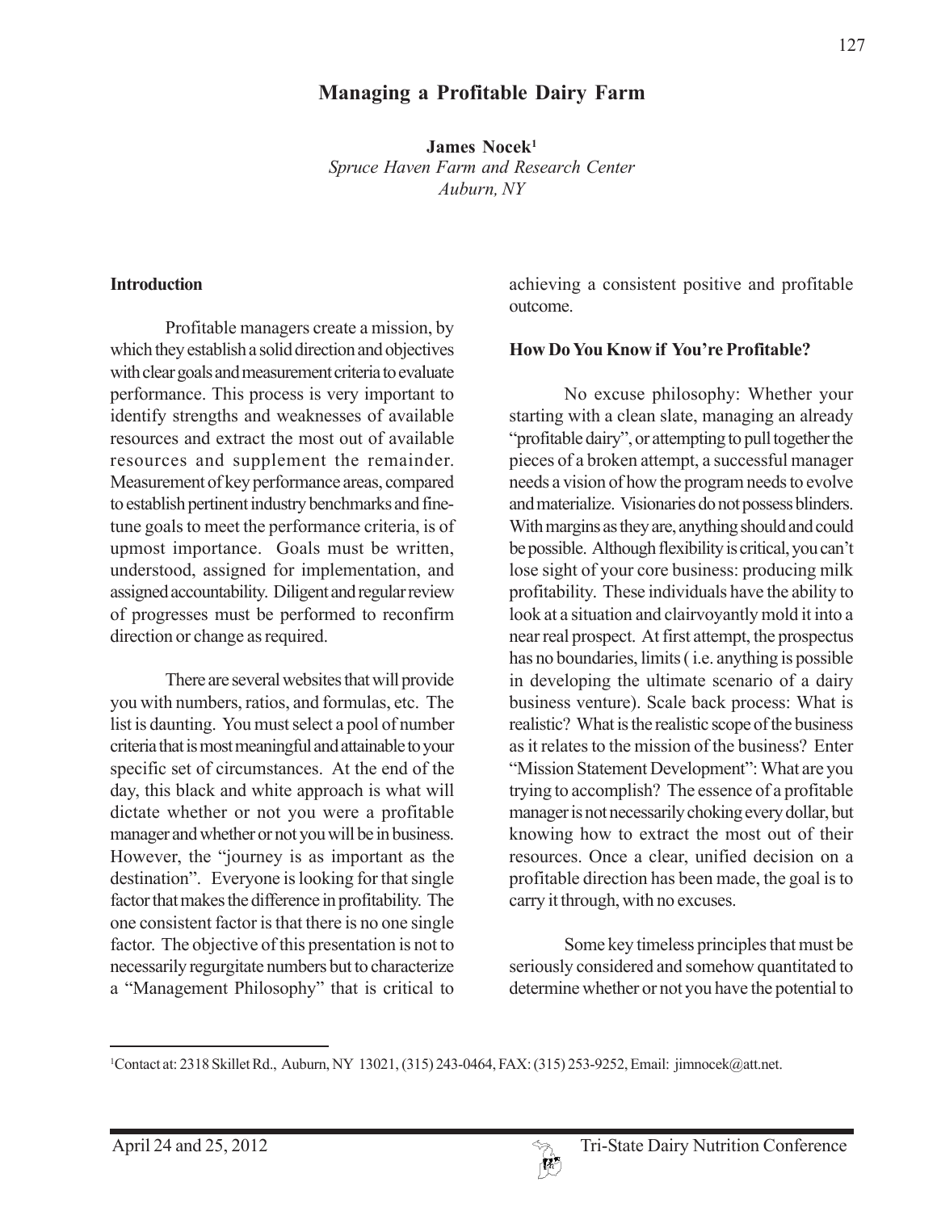# Managing a Profitable Dairy Farm

**James Nocek[1]**
*Spruce Haven Farm and Research Center*
*Auburn, NY*

## Introduction

Profitable managers create a mission, by which they establish a solid direction and objectives with clear goals and measurement criteria to evaluate performance. This process is very important to identify strengths and weaknesses of available resources and extract the most out of available resources and supplement the remainder. Measurement of key performance areas, compared to establish pertinent industry benchmarks and fine-tune goals to meet the performance criteria, is of upmost importance. Goals must be written, understood, assigned for implementation, and assigned accountability. Diligent and regular review of progresses must be performed to reconfirm direction or change as required.

There are several websites that will provide you with numbers, ratios, and formulas, etc. The list is daunting. You must select a pool of number criteria that is most meaningful and attainable to your specific set of circumstances. At the end of the day, this black and white approach is what will dictate whether or not you were a profitable manager and whether or not you will be in business. However, the "journey is as important as the destination". Everyone is looking for that single factor that makes the difference in profitability. The one consistent factor is that there is no one single factor. The objective of this presentation is not to necessarily regurgitate numbers but to characterize a "Management Philosophy" that is critical to achieving a consistent positive and profitable outcome.

## How Do You Know if You're Profitable?

No excuse philosophy: Whether your starting with a clean slate, managing an already "profitable dairy", or attempting to pull together the pieces of a broken attempt, a successful manager needs a vision of how the program needs to evolve and materialize. Visionaries do not possess blinders. With margins as they are, anything should and could be possible. Although flexibility is critical, you can't lose sight of your core business: producing milk profitability. These individuals have the ability to look at a situation and clairvoyantly mold it into a near real prospect. At first attempt, the prospectus has no boundaries, limits ( i.e. anything is possible in developing the ultimate scenario of a dairy business venture). Scale back process: What is realistic? What is the realistic scope of the business as it relates to the mission of the business? Enter "Mission Statement Development": What are you trying to accomplish? The essence of a profitable manager is not necessarily choking every dollar, but knowing how to extract the most out of their resources. Once a clear, unified decision on a profitable direction has been made, the goal is to carry it through, with no excuses.

Some key timeless principles that must be seriously considered and somehow quantitated to determine whether or not you have the potential to

[1]Contact at: 2318 Skillet Rd., Auburn, NY 13021, (315) 243-0464, FAX: (315) 253-9252, Email: jimnocek@att.net.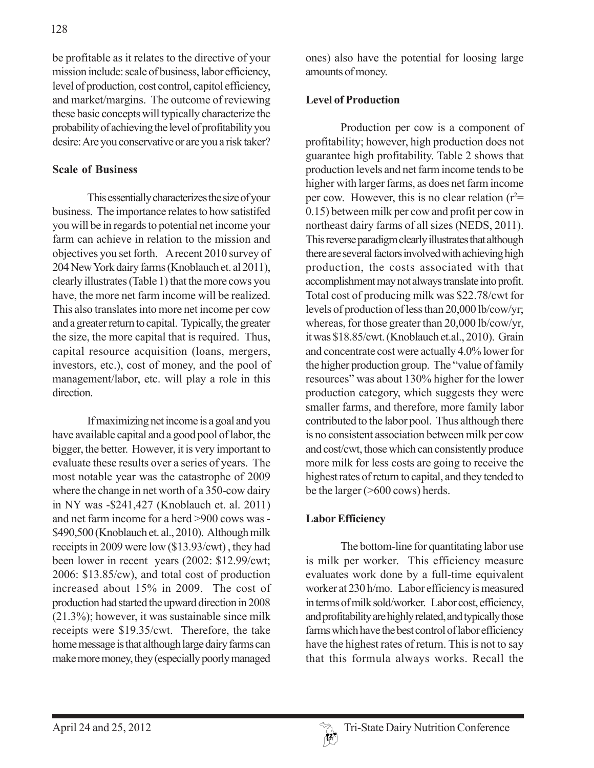be profitable as it relates to the directive of your mission include: scale of business, labor efficiency, level of production, cost control, capitol efficiency, and market/margins. The outcome of reviewing these basic concepts will typically characterize the probability of achieving the level of profitability you desire: Are you conservative or are you a risk taker?

**Scale of Business**

This essentially characterizes the size of your business. The importance relates to how satistifed you will be in regards to potential net income your farm can achieve in relation to the mission and objectives you set forth. A recent 2010 survey of 204 New York dairy farms (Knoblauch et. al 2011), clearly illustrates (Table 1) that the more cows you have, the more net farm income will be realized. This also translates into more net income per cow and a greater return to capital. Typically, the greater the size, the more capital that is required. Thus, capital resource acquisition (loans, mergers, investors, etc.), cost of money, and the pool of management/labor, etc. will play a role in this direction.

If maximizing net income is a goal and you have available capital and a good pool of labor, the bigger, the better. However, it is very important to evaluate these results over a series of years. The most notable year was the catastrophe of 2009 where the change in net worth of a 350-cow dairy in NY was -$241,427 (Knoblauch et. al. 2011) and net farm income for a herd >900 cows was -$490,500 (Knoblauch et. al., 2010). Although milk receipts in 2009 were low ($13.93/cwt) , they had been lower in recent years (2002: $12.99/cwt; 2006: $13.85/cw), and total cost of production increased about 15% in 2009. The cost of production had started the upward direction in 2008 (21.3%); however, it was sustainable since milk receipts were $19.35/cwt. Therefore, the take home message is that although large dairy farms can make more money, they (especially poorly managed ones) also have the potential for loosing large amounts of money.

**Level of Production**

Production per cow is a component of profitability; however, high production does not guarantee high profitability. Table 2 shows that production levels and net farm income tends to be higher with larger farms, as does net farm income per cow. However, this is no clear relation ($r^2$= 0.15) between milk per cow and profit per cow in northeast dairy farms of all sizes (NEDS, 2011). This reverse paradigm clearly illustrates that although there are several factors involved with achieving high production, the costs associated with that accomplishment may not always translate into profit. Total cost of producing milk was $22.78/cwt for levels of production of less than 20,000 lb/cow/yr; whereas, for those greater than 20,000 lb/cow/yr, it was $18.85/cwt. (Knoblauch et.al., 2010). Grain and concentrate cost were actually 4.0% lower for the higher production group. The "value of family resources" was about 130% higher for the lower production category, which suggests they were smaller farms, and therefore, more family labor contributed to the labor pool. Thus although there is no consistent association between milk per cow and cost/cwt, those which can consistently produce more milk for less costs are going to receive the highest rates of return to capital, and they tended to be the larger (>600 cows) herds.

**Labor Efficiency**

The bottom-line for quantitating labor use is milk per worker. This efficiency measure evaluates work done by a full-time equivalent worker at 230 h/mo. Labor efficiency is measured in terms of milk sold/worker. Labor cost, efficiency, and profitability are highly related, and typically those farms which have the best control of labor efficiency have the highest rates of return. This is not to say that this formula always works. Recall the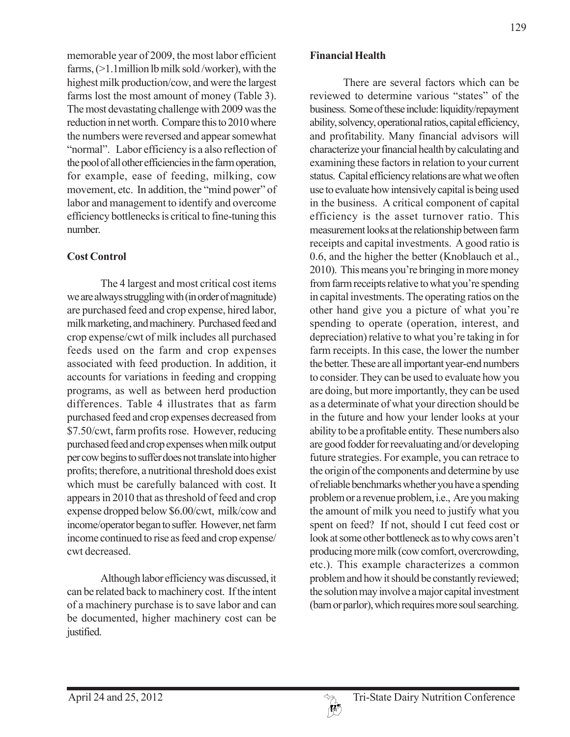memorable year of 2009, the most labor efficient farms, (>1.1million lb milk sold /worker), with the highest milk production/cow, and were the largest farms lost the most amount of money (Table 3). The most devastating challenge with 2009 was the reduction in net worth. Compare this to 2010 where the numbers were reversed and appear somewhat "normal". Labor efficiency is a also reflection of the pool of all other efficiencies in the farm operation, for example, ease of feeding, milking, cow movement, etc. In addition, the "mind power" of labor and management to identify and overcome efficiency bottlenecks is critical to fine-tuning this number.

**Cost Control**

The 4 largest and most critical cost items we are always struggling with (in order of magnitude) are purchased feed and crop expense, hired labor, milk marketing, and machinery. Purchased feed and crop expense/cwt of milk includes all purchased feeds used on the farm and crop expenses associated with feed production. In addition, it accounts for variations in feeding and cropping programs, as well as between herd production differences. Table 4 illustrates that as farm purchased feed and crop expenses decreased from $7.50/cwt, farm profits rose. However, reducing purchased feed and crop expenses when milk output per cow begins to suffer does not translate into higher profits; therefore, a nutritional threshold does exist which must be carefully balanced with cost. It appears in 2010 that as threshold of feed and crop expense dropped below $6.00/cwt, milk/cow and income/operator began to suffer. However, net farm income continued to rise as feed and crop expense/ cwt decreased.

Although labor efficiency was discussed, it can be related back to machinery cost. If the intent of a machinery purchase is to save labor and can be documented, higher machinery cost can be justified.

**Financial Health**

There are several factors which can be reviewed to determine various "states" of the business. Some of these include: liquidity/repayment ability, solvency, operational ratios, capital efficiency, and profitability. Many financial advisors will characterize your financial health by calculating and examining these factors in relation to your current status. Capital efficiency relations are what we often use to evaluate how intensively capital is being used in the business. A critical component of capital efficiency is the asset turnover ratio. This measurement looks at the relationship between farm receipts and capital investments. A good ratio is 0.6, and the higher the better (Knoblauch et al., 2010). This means you're bringing in more money from farm receipts relative to what you're spending in capital investments. The operating ratios on the other hand give you a picture of what you're spending to operate (operation, interest, and depreciation) relative to what you're taking in for farm receipts. In this case, the lower the number the better. These are all important year-end numbers to consider. They can be used to evaluate how you are doing, but more importantly, they can be used as a determinate of what your direction should be in the future and how your lender looks at your ability to be a profitable entity. These numbers also are good fodder for reevaluating and/or developing future strategies. For example, you can retrace to the origin of the components and determine by use of reliable benchmarks whether you have a spending problem or a revenue problem, i.e., Are you making the amount of milk you need to justify what you spent on feed? If not, should I cut feed cost or look at some other bottleneck as to why cows aren't producing more milk (cow comfort, overcrowding, etc.). This example characterizes a common problem and how it should be constantly reviewed; the solution may involve a major capital investment (barn or parlor), which requires more soul searching.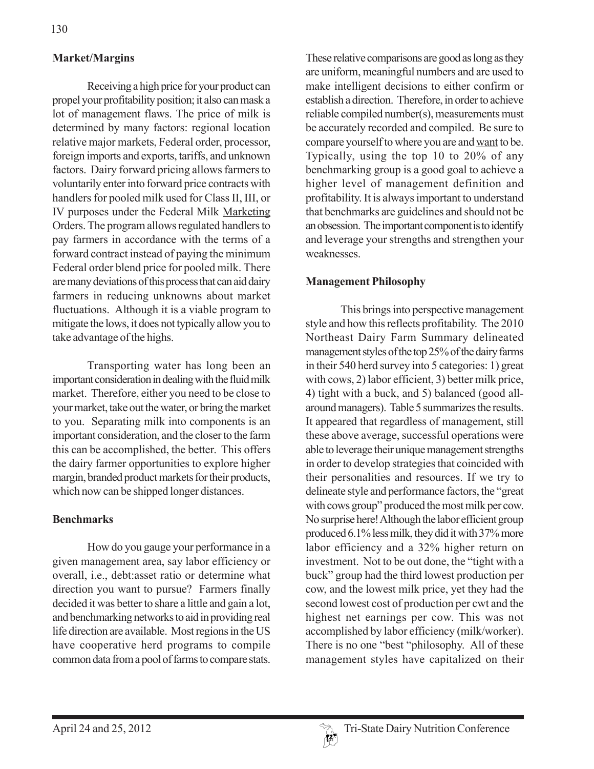**Market/Margins**

Receiving a high price for your product can propel your profitability position; it also can mask a lot of management flaws. The price of milk is determined by many factors: regional location relative major markets, Federal order, processor, foreign imports and exports, tariffs, and unknown factors. Dairy forward pricing allows farmers to voluntarily enter into forward price contracts with handlers for pooled milk used for Class II, III, or IV purposes under the Federal Milk Marketing Orders. The program allows regulated handlers to pay farmers in accordance with the terms of a forward contract instead of paying the minimum Federal order blend price for pooled milk. There are many deviations of this process that can aid dairy farmers in reducing unknowns about market fluctuations. Although it is a viable program to mitigate the lows, it does not typically allow you to take advantage of the highs.

Transporting water has long been an important consideration in dealing with the fluid milk market. Therefore, either you need to be close to your market, take out the water, or bring the market to you. Separating milk into components is an important consideration, and the closer to the farm this can be accomplished, the better. This offers the dairy farmer opportunities to explore higher margin, branded product markets for their products, which now can be shipped longer distances.

**Benchmarks**

How do you gauge your performance in a given management area, say labor efficiency or overall, i.e., debt:asset ratio or determine what direction you want to pursue? Farmers finally decided it was better to share a little and gain a lot, and benchmarking networks to aid in providing real life direction are available. Most regions in the US have cooperative herd programs to compile common data from a pool of farms to compare stats. These relative comparisons are good as long as they are uniform, meaningful numbers and are used to make intelligent decisions to either confirm or establish a direction. Therefore, in order to achieve reliable compiled number(s), measurements must be accurately recorded and compiled. Be sure to compare yourself to where you are and want to be. Typically, using the top 10 to 20% of any benchmarking group is a good goal to achieve a higher level of management definition and profitability. It is always important to understand that benchmarks are guidelines and should not be an obsession. The important component is to identify and leverage your strengths and strengthen your weaknesses.

**Management Philosophy**

This brings into perspective management style and how this reflects profitability. The 2010 Northeast Dairy Farm Summary delineated management styles of the top 25% of the dairy farms in their 540 herd survey into 5 categories: 1) great with cows, 2) labor efficient, 3) better milk price, 4) tight with a buck, and 5) balanced (good all-around managers). Table 5 summarizes the results. It appeared that regardless of management, still these above average, successful operations were able to leverage their unique management strengths in order to develop strategies that coincided with their personalities and resources. If we try to delineate style and performance factors, the "great with cows group" produced the most milk per cow. No surprise here! Although the labor efficient group produced 6.1% less milk, they did it with 37% more labor efficiency and a 32% higher return on investment. Not to be out done, the "tight with a buck" group had the third lowest production per cow, and the lowest milk price, yet they had the second lowest cost of production per cwt and the highest net earnings per cow. This was not accomplished by labor efficiency (milk/worker). There is no one "best "philosophy. All of these management styles have capitalized on their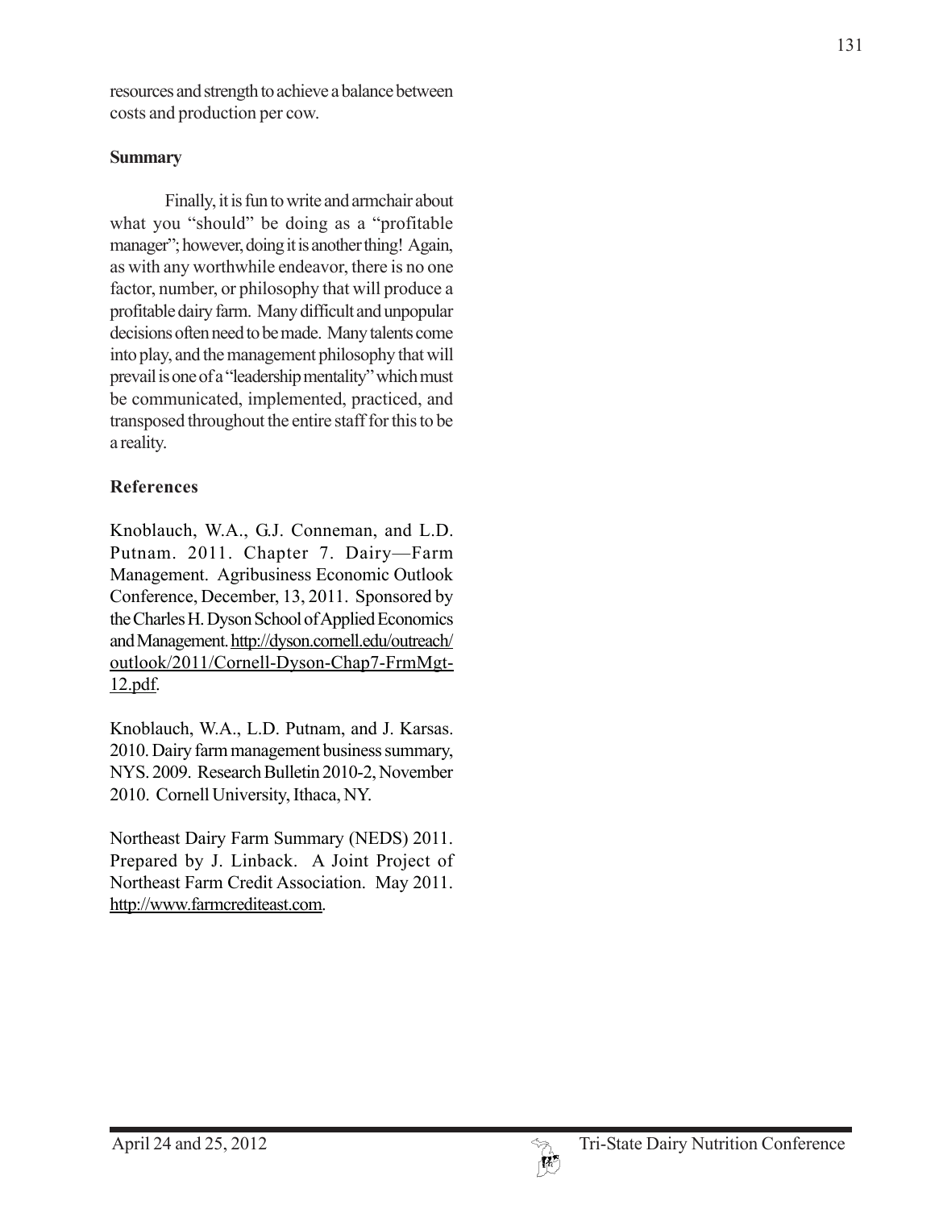resources and strength to achieve a balance between costs and production per cow.

## Summary

Finally, it is fun to write and armchair about what you "should" be doing as a "profitable manager"; however, doing it is another thing! Again, as with any worthwhile endeavor, there is no one factor, number, or philosophy that will produce a profitable dairy farm. Many difficult and unpopular decisions often need to be made. Many talents come into play, and the management philosophy that will prevail is one of a "leadership mentality" which must be communicated, implemented, practiced, and transposed throughout the entire staff for this to be a reality.

## References

Knoblauch, W.A., G.J. Conneman, and L.D. Putnam. 2011. Chapter 7. Dairy—Farm Management. Agribusiness Economic Outlook Conference, December, 13, 2011. Sponsored by the Charles H. Dyson School of Applied Economics and Management. http://dyson.cornell.edu/outreach/outlook/2011/Cornell-Dyson-Chap7-FrmMgt-12.pdf.

Knoblauch, W.A., L.D. Putnam, and J. Karsas. 2010. Dairy farm management business summary, NYS. 2009. Research Bulletin 2010-2, November 2010. Cornell University, Ithaca, NY.

Northeast Dairy Farm Summary (NEDS) 2011. Prepared by J. Linback. A Joint Project of Northeast Farm Credit Association. May 2011. http://www.farmcrediteast.com.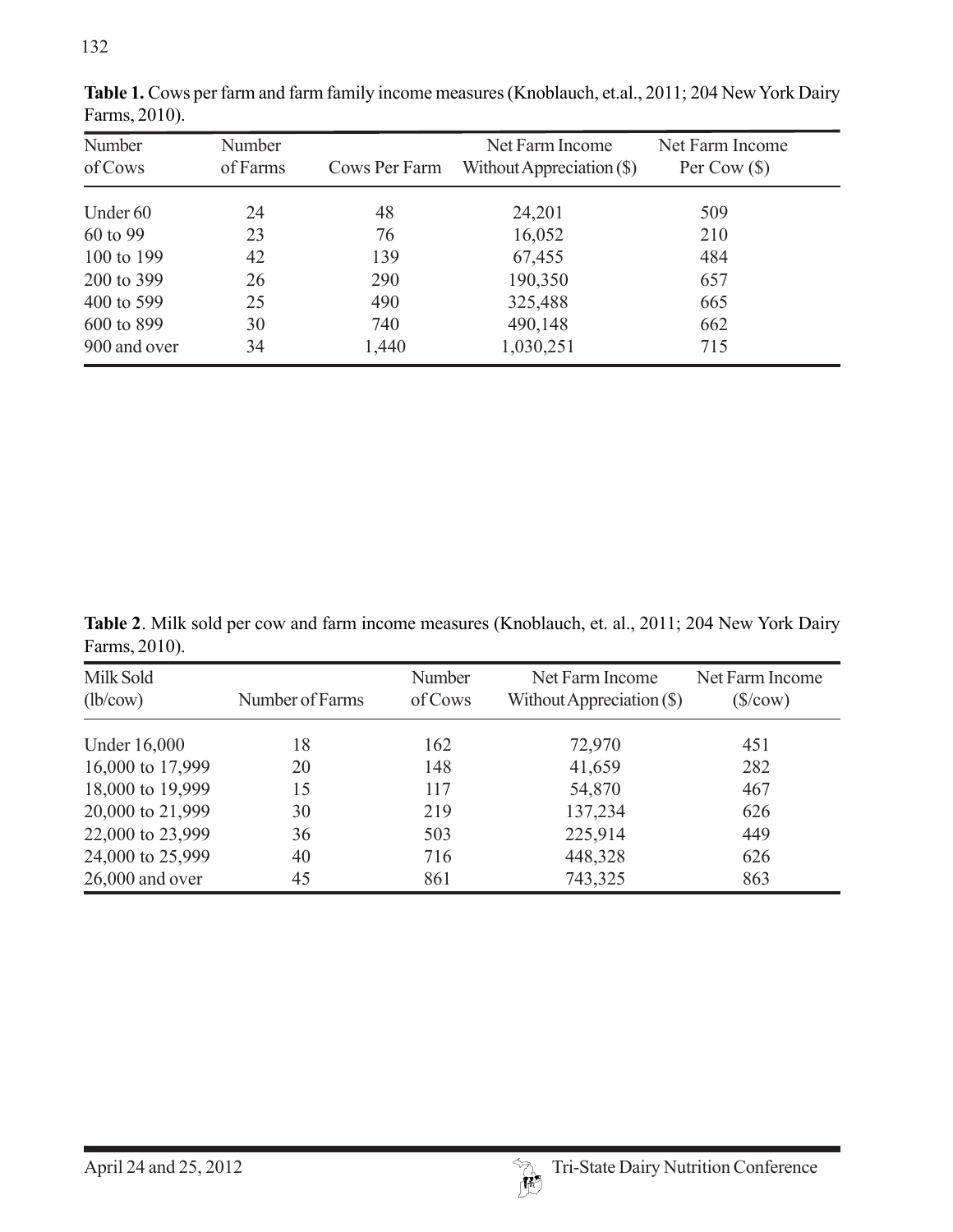**Table 1.** Cows per farm and farm family income measures (Knoblauch, et.al., 2011; 204 New York Dairy Farms, 2010).

| Number of Cows | Number of Farms | Cows Per Farm | Net Farm Income Without Appreciation ($) | Net Farm Income Per Cow ($) |
|---|---|---|---|---|
| Under 60 | 24 | 48 | 24,201 | 509 |
| 60 to 99 | 23 | 76 | 16,052 | 210 |
| 100 to 199 | 42 | 139 | 67,455 | 484 |
| 200 to 399 | 26 | 290 | 190,350 | 657 |
| 400 to 599 | 25 | 490 | 325,488 | 665 |
| 600 to 899 | 30 | 740 | 490,148 | 662 |
| 900 and over | 34 | 1,440 | 1,030,251 | 715 |

**Table 2**. Milk sold per cow and farm income measures (Knoblauch, et. al., 2011; 204 New York Dairy Farms, 2010).

| Milk Sold (lb/cow) | Number of Farms | Number of Cows | Net Farm Income Without Appreciation ($) | Net Farm Income ($/cow) |
|---|---|---|---|---|
| Under 16,000 | 18 | 162 | 72,970 | 451 |
| 16,000 to 17,999 | 20 | 148 | 41,659 | 282 |
| 18,000 to 19,999 | 15 | 117 | 54,870 | 467 |
| 20,000 to 21,999 | 30 | 219 | 137,234 | 626 |
| 22,000 to 23,999 | 36 | 503 | 225,914 | 449 |
| 24,000 to 25,999 | 40 | 716 | 448,328 | 626 |
| 26,000 and over | 45 | 861 | 743,325 | 863 |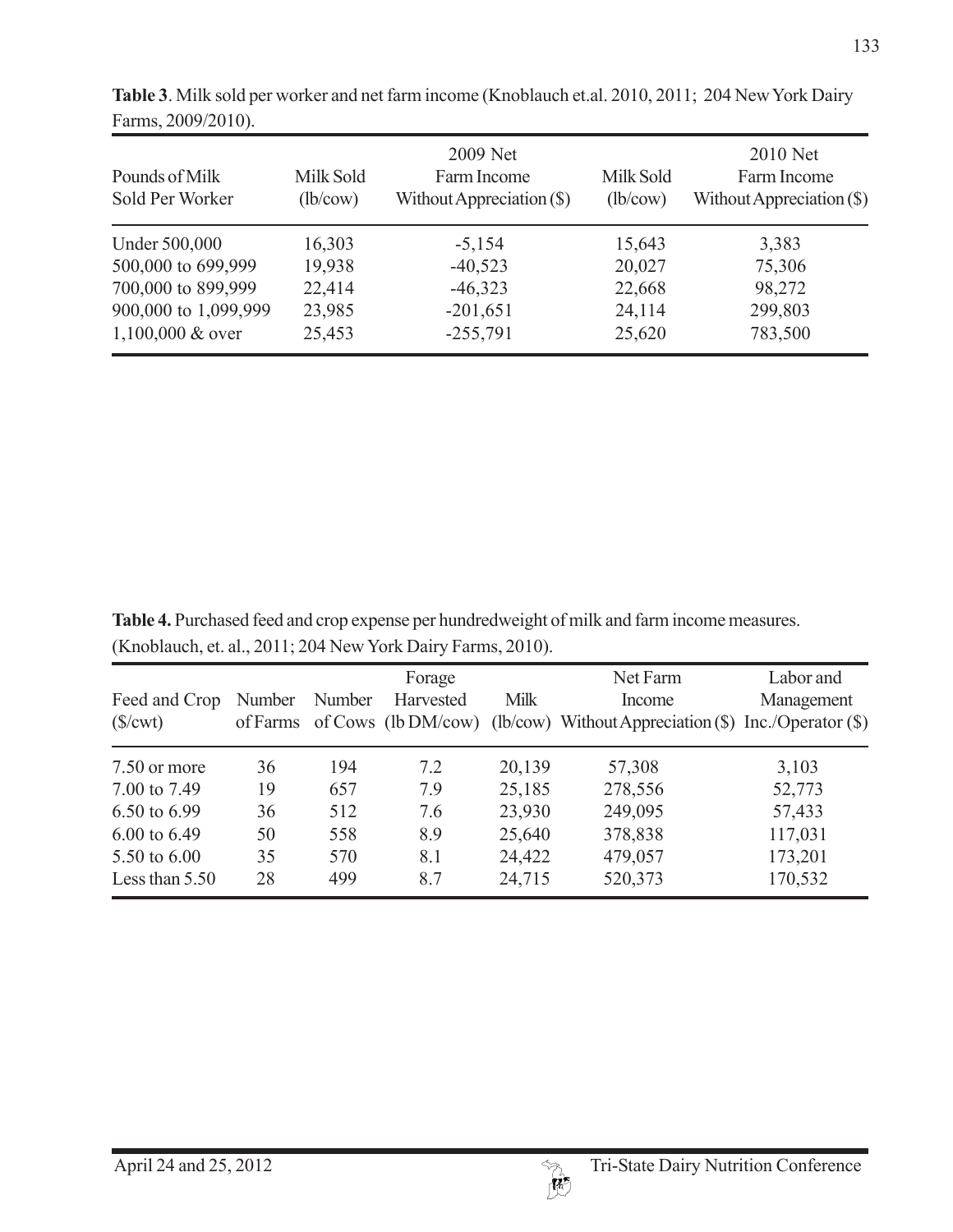**Table 3**. Milk sold per worker and net farm income (Knoblauch et.al. 2010, 2011; 204 New York Dairy Farms, 2009/2010).

| Pounds of Milk Sold Per Worker | Milk Sold (lb/cow) | 2009 Net Farm Income Without Appreciation ($) | Milk Sold (lb/cow) | 2010 Net Farm Income Without Appreciation ($) |
|---|---|---|---|---|
| Under 500,000 | 16,303 | -5,154 | 15,643 | 3,383 |
| 500,000 to 699,999 | 19,938 | -40,523 | 20,027 | 75,306 |
| 700,000 to 899,999 | 22,414 | -46,323 | 22,668 | 98,272 |
| 900,000 to 1,099,999 | 23,985 | -201,651 | 24,114 | 299,803 |
| 1,100,000 & over | 25,453 | -255,791 | 25,620 | 783,500 |

**Table 4.** Purchased feed and crop expense per hundredweight of milk and farm income measures. (Knoblauch, et. al., 2011; 204 New York Dairy Farms, 2010).

| Feed and Crop ($/cwt) | Number of Farms | Number of Cows | Forage Harvested (lb DM/cow) | Milk (lb/cow) | Net Farm Income Without Appreciation ($) | Labor and Management Inc./Operator ($) |
|---|---|---|---|---|---|---|
| 7.50 or more | 36 | 194 | 7.2 | 20,139 | 57,308 | 3,103 |
| 7.00 to 7.49 | 19 | 657 | 7.9 | 25,185 | 278,556 | 52,773 |
| 6.50 to 6.99 | 36 | 512 | 7.6 | 23,930 | 249,095 | 57,433 |
| 6.00 to 6.49 | 50 | 558 | 8.9 | 25,640 | 378,838 | 117,031 |
| 5.50 to 6.00 | 35 | 570 | 8.1 | 24,422 | 479,057 | 173,201 |
| Less than 5.50 | 28 | 499 | 8.7 | 24,715 | 520,373 | 170,532 |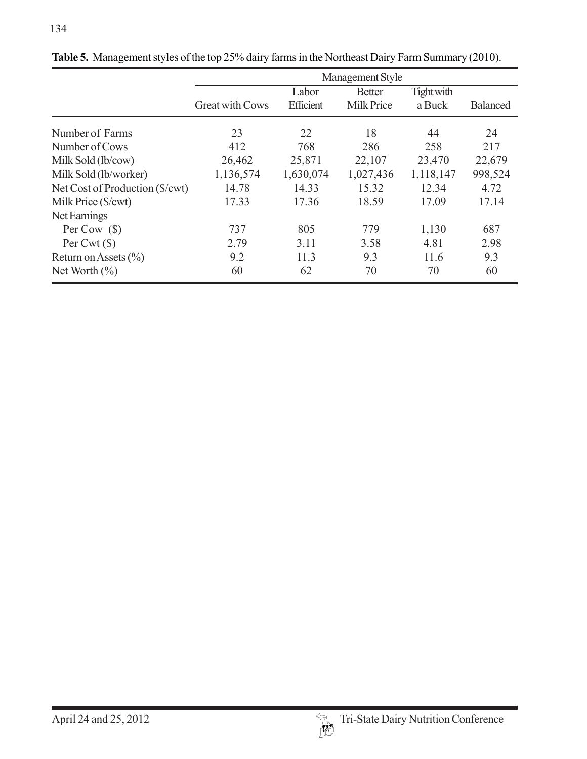**Table 5.** Management styles of the top 25% dairy farms in the Northeast Dairy Farm Summary (2010).

| | Management Style | | | | |
|---|---|---|---|---|---|
| | Great with Cows | Labor Efficient | Better Milk Price | Tight with a Buck | Balanced |
| Number of Farms | 23 | 22 | 18 | 44 | 24 |
| Number of Cows | 412 | 768 | 286 | 258 | 217 |
| Milk Sold (lb/cow) | 26,462 | 25,871 | 22,107 | 23,470 | 22,679 |
| Milk Sold (lb/worker) | 1,136,574 | 1,630,074 | 1,027,436 | 1,118,147 | 998,524 |
| Net Cost of Production ($/cwt) | 14.78 | 14.33 | 15.32 | 12.34 | 4.72 |
| Milk Price ($/cwt) | 17.33 | 17.36 | 18.59 | 17.09 | 17.14 |
| Net Earnings | | | | | |
| Per Cow ($) | 737 | 805 | 779 | 1,130 | 687 |
| Per Cwt ($) | 2.79 | 3.11 | 3.58 | 4.81 | 2.98 |
| Return on Assets (%) | 9.2 | 11.3 | 9.3 | 11.6 | 9.3 |
| Net Worth (%) | 60 | 62 | 70 | 70 | 60 |